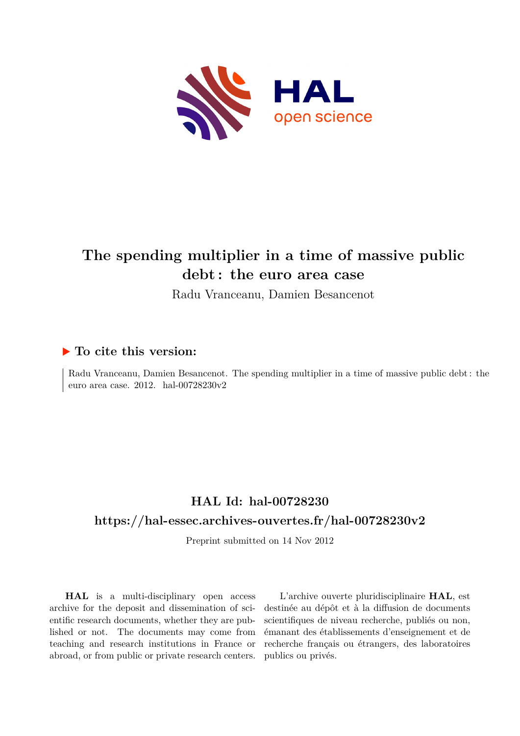# The spending multiplier in a time of massive public debt : the euro area case

Radu Vranceanu, Damien Besancenot

## ▶ To cite this version:

Radu Vranceanu, Damien Besancenot. The spending multiplier in a time of massive public debt : the euro area case. 2012. hal-00728230v2

## HAL Id: hal-00728230

## https://hal-essec.archives-ouvertes.fr/hal-00728230v2

Preprint submitted on 14 Nov 2012

**HAL** is a multi-disciplinary open access archive for the deposit and dissemination of scientific research documents, whether they are published or not. The documents may come from teaching and research institutions in France or abroad, or from public or private research centers.

L'archive ouverte pluridisciplinaire **HAL**, est destinée au dépôt et à la diffusion de documents scientifiques de niveau recherche, publiés ou non, émanant des établissements d'enseignement et de recherche français ou étrangers, des laboratoires publics ou privés.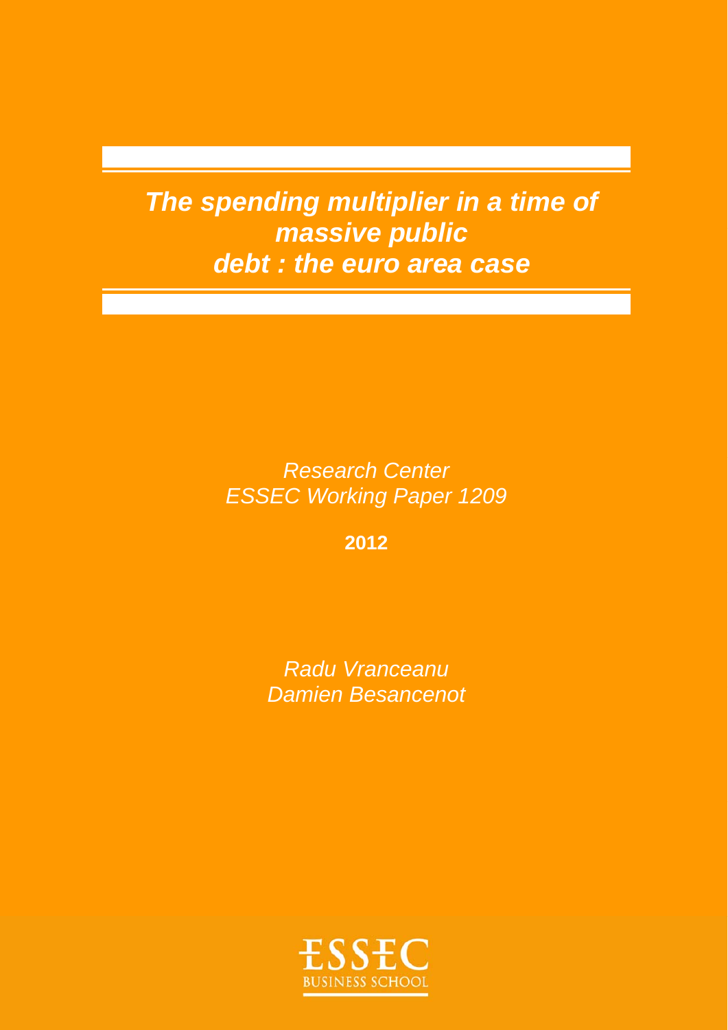# *The spending multiplier in a time of massive public debt : the euro area case*

*Research Center*
*ESSEC Working Paper 1209*

**2012**

*Radu Vranceanu*
*Damien Besancenot*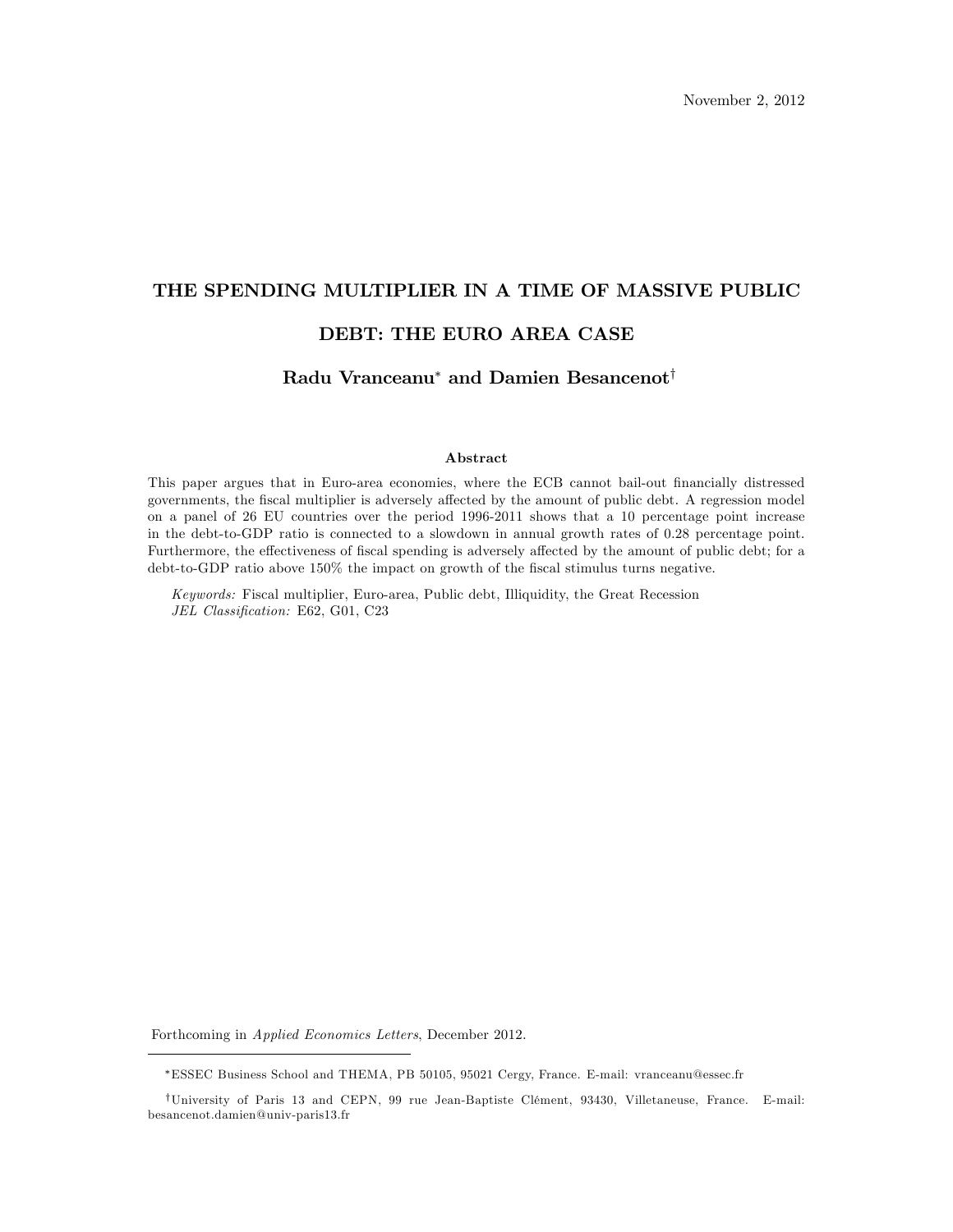November 2, 2012

# THE SPENDING MULTIPLIER IN A TIME OF MASSIVE PUBLIC DEBT: THE EURO AREA CASE

**Radu Vranceanu*** **and Damien Besancenot†**

### Abstract

This paper argues that in Euro-area economies, where the ECB cannot bail-out financially distressed governments, the fiscal multiplier is adversely affected by the amount of public debt. A regression model on a panel of 26 EU countries over the period 1996-2011 shows that a 10 percentage point increase in the debt-to-GDP ratio is connected to a slowdown in annual growth rates of 0.28 percentage point. Furthermore, the effectiveness of fiscal spending is adversely affected by the amount of public debt; for a debt-to-GDP ratio above 150% the impact on growth of the fiscal stimulus turns negative.

*Keywords:* Fiscal multiplier, Euro-area, Public debt, Illiquidity, the Great Recession
*JEL Classification:* E62, G01, C23

Forthcoming in *Applied Economics Letters*, December 2012.

*ESSEC Business School and THEMA, PB 50105, 95021 Cergy, France. E-mail: vranceanu@essec.fr

†University of Paris 13 and CEPN, 99 rue Jean-Baptiste Clément, 93430, Villetaneuse, France. E-mail: besancenot.damien@univ-paris13.fr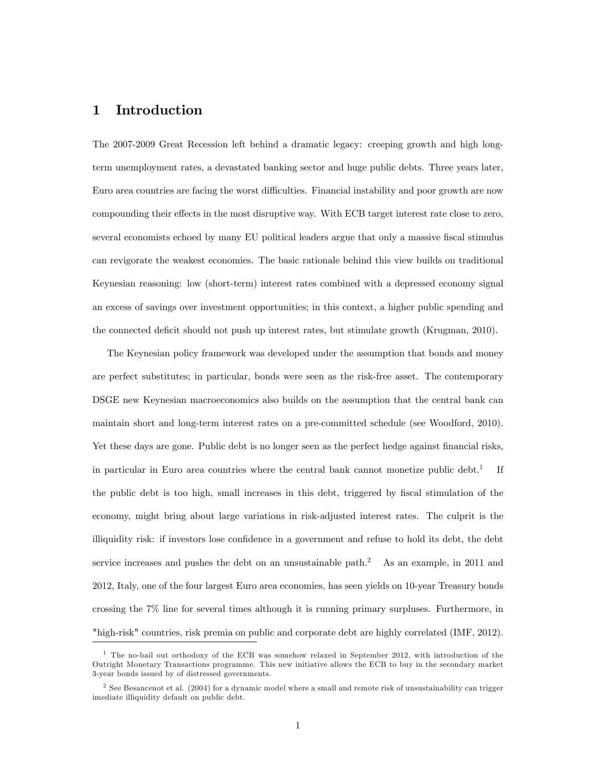# 1 Introduction

The 2007-2009 Great Recession left behind a dramatic legacy: creeping growth and high long-term unemployment rates, a devastated banking sector and huge public debts. Three years later, Euro area countries are facing the worst difficulties. Financial instability and poor growth are now compounding their effects in the most disruptive way. With ECB target interest rate close to zero, several economists echoed by many EU political leaders argue that only a massive fiscal stimulus can revigorate the weakest economies. The basic rationale behind this view builds on traditional Keynesian reasoning: low (short-term) interest rates combined with a depressed economy signal an excess of savings over investment opportunities; in this context, a higher public spending and the connected deficit should not push up interest rates, but stimulate growth (Krugman, 2010).

The Keynesian policy framework was developed under the assumption that bonds and money are perfect substitutes; in particular, bonds were seen as the risk-free asset. The contemporary DSGE new Keynesian macroeconomics also builds on the assumption that the central bank can maintain short and long-term interest rates on a pre-committed schedule (see Woodford, 2010). Yet these days are gone. Public debt is no longer seen as the perfect hedge against financial risks, in particular in Euro area countries where the central bank cannot monetize public debt.[1] If the public debt is too high, small increases in this debt, triggered by fiscal stimulation of the economy, might bring about large variations in risk-adjusted interest rates. The culprit is the illiquidity risk: if investors lose confidence in a government and refuse to hold its debt, the debt service increases and pushes the debt on an unsustainable path.[2] As an example, in 2011 and 2012, Italy, one of the four largest Euro area economies, has seen yields on 10-year Treasury bonds crossing the 7% line for several times although it is running primary surpluses. Furthermore, in "high-risk" countries, risk premia on public and corporate debt are highly correlated (IMF, 2012).

[1] The no-bail out orthodoxy of the ECB was somehow relaxed in September 2012, with introduction of the Outright Monetary Transactions programme. This new initiative allows the ECB to buy in the secondary market 3-year bonds issued by of distressed governments.

[2] See Besancenot et al. (2004) for a dynamic model where a small and remote risk of unsustainability can trigger imediate illiquidity default on public debt.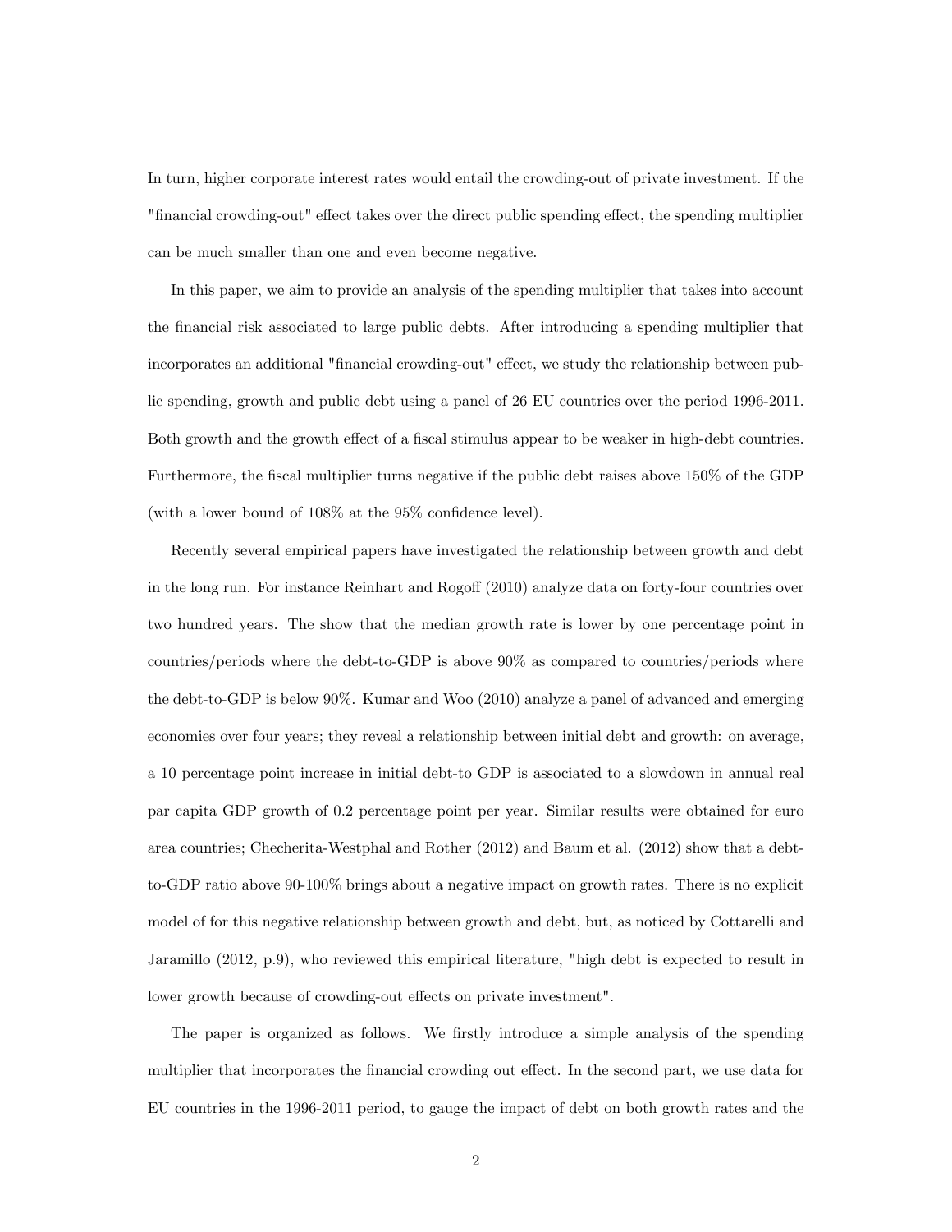In turn, higher corporate interest rates would entail the crowding-out of private investment. If the "financial crowding-out" effect takes over the direct public spending effect, the spending multiplier can be much smaller than one and even become negative.

In this paper, we aim to provide an analysis of the spending multiplier that takes into account the financial risk associated to large public debts. After introducing a spending multiplier that incorporates an additional "financial crowding-out" effect, we study the relationship between public spending, growth and public debt using a panel of 26 EU countries over the period 1996-2011. Both growth and the growth effect of a fiscal stimulus appear to be weaker in high-debt countries. Furthermore, the fiscal multiplier turns negative if the public debt raises above 150% of the GDP (with a lower bound of 108% at the 95% confidence level).

Recently several empirical papers have investigated the relationship between growth and debt in the long run. For instance Reinhart and Rogoff (2010) analyze data on forty-four countries over two hundred years. The show that the median growth rate is lower by one percentage point in countries/periods where the debt-to-GDP is above 90% as compared to countries/periods where the debt-to-GDP is below 90%. Kumar and Woo (2010) analyze a panel of advanced and emerging economies over four years; they reveal a relationship between initial debt and growth: on average, a 10 percentage point increase in initial debt-to GDP is associated to a slowdown in annual real par capita GDP growth of 0.2 percentage point per year. Similar results were obtained for euro area countries; Checherita-Westphal and Rother (2012) and Baum et al. (2012) show that a debt-to-GDP ratio above 90-100% brings about a negative impact on growth rates. There is no explicit model of for this negative relationship between growth and debt, but, as noticed by Cottarelli and Jaramillo (2012, p.9), who reviewed this empirical literature, "high debt is expected to result in lower growth because of crowding-out effects on private investment".

The paper is organized as follows. We firstly introduce a simple analysis of the spending multiplier that incorporates the financial crowding out effect. In the second part, we use data for EU countries in the 1996-2011 period, to gauge the impact of debt on both growth rates and the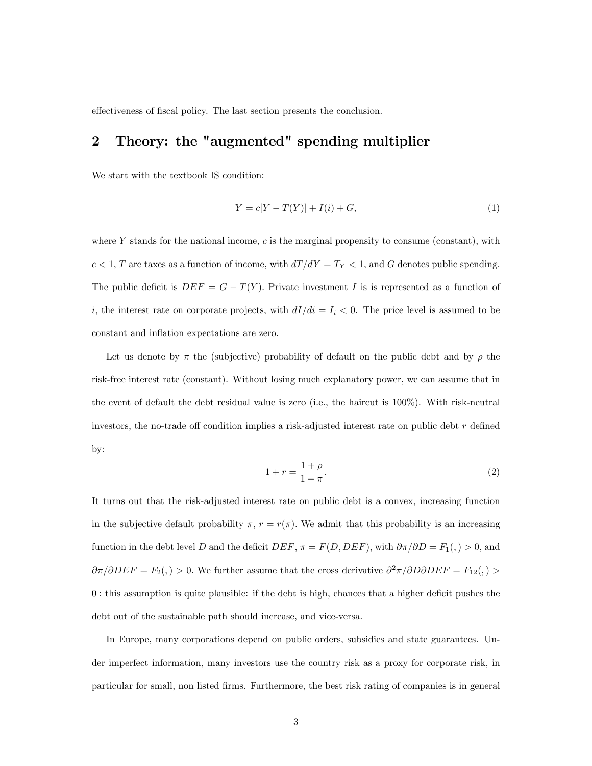effectiveness of fiscal policy. The last section presents the conclusion.

## 2 Theory: the "augmented" spending multiplier

We start with the textbook IS condition:

$$Y = c[Y - T(Y)] + I(i) + G, \tag{1}$$

where $Y$ stands for the national income, $c$ is the marginal propensity to consume (constant), with $c < 1$, $T$ are taxes as a function of income, with $dT/dY = T_Y < 1$, and $G$ denotes public spending. The public deficit is $DEF = G - T(Y)$. Private investment $I$ is is represented as a function of $i$, the interest rate on corporate projects, with $dI/di = I_i < 0$. The price level is assumed to be constant and inflation expectations are zero.

Let us denote by $\pi$ the (subjective) probability of default on the public debt and by $\rho$ the risk-free interest rate (constant). Without losing much explanatory power, we can assume that in the event of default the debt residual value is zero (i.e., the haircut is 100%). With risk-neutral investors, the no-trade off condition implies a risk-adjusted interest rate on public debt $r$ defined by:

$$1 + r = \frac{1 + \rho}{1 - \pi}. \tag{2}$$

It turns out that the risk-adjusted interest rate on public debt is a convex, increasing function in the subjective default probability $\pi$, $r = r(\pi)$. We admit that this probability is an increasing function in the debt level $D$ and the deficit $DEF$, $\pi = F(D, DEF)$, with $\partial\pi/\partial D = F_1(,) > 0$, and $\partial\pi/\partial DEF = F_2(,) > 0$. We further assume that the cross derivative $\partial^2\pi/\partial D\partial DEF = F_{12}(,) > 0$ : this assumption is quite plausible: if the debt is high, chances that a higher deficit pushes the debt out of the sustainable path should increase, and vice-versa.

In Europe, many corporations depend on public orders, subsidies and state guarantees. Under imperfect information, many investors use the country risk as a proxy for corporate risk, in particular for small, non listed firms. Furthermore, the best risk rating of companies is in general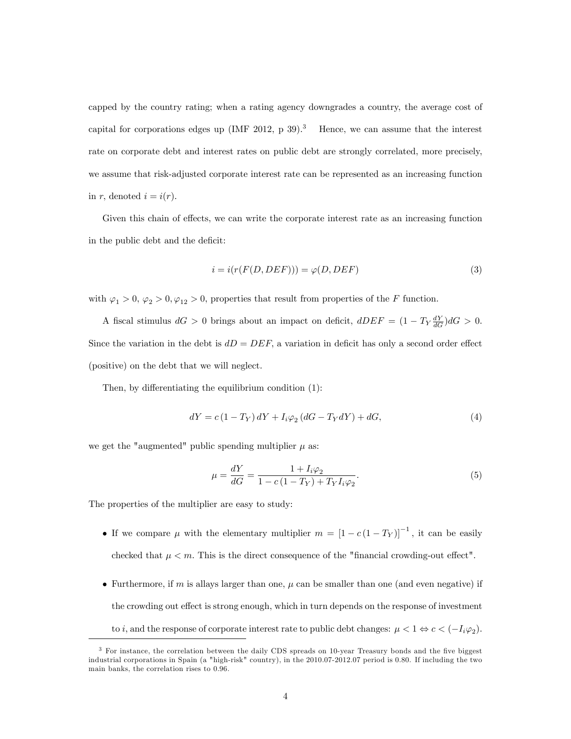capped by the country rating; when a rating agency downgrades a country, the average cost of capital for corporations edges up (IMF 2012, p 39).[3] Hence, we can assume that the interest rate on corporate debt and interest rates on public debt are strongly correlated, more precisely, we assume that risk-adjusted corporate interest rate can be represented as an increasing function in $r$, denoted $i = i(r)$.

Given this chain of effects, we can write the corporate interest rate as an increasing function in the public debt and the deficit:

$$i = i(r(F(D, DEF))) = \varphi(D, DEF) \tag{3}$$

with $\varphi_1 > 0$, $\varphi_2 > 0, \varphi_{12} > 0$, properties that result from properties of the $F$ function.

A fiscal stimulus $dG > 0$ brings about an impact on deficit, $dDEF = (1 - T_Y \frac{dY}{dG})dG > 0$. Since the variation in the debt is $dD = DEF$, a variation in deficit has only a second order effect (positive) on the debt that we will neglect.

Then, by differentiating the equilibrium condition (1):

$$dY = c\,(1 - T_Y)\,dY + I_i\varphi_2\,(dG - T_Y dY) + dG, \tag{4}$$

we get the "augmented" public spending multiplier $\mu$ as:

$$\mu = \frac{dY}{dG} = \frac{1 + I_i\varphi_2}{1 - c\,(1 - T_Y) + T_Y I_i \varphi_2}. \tag{5}$$

The properties of the multiplier are easy to study:

- If we compare $\mu$ with the elementary multiplier $m = \left[1 - c\,(1 - T_Y)\right]^{-1}$, it can be easily checked that $\mu < m$. This is the direct consequence of the "financial crowding-out effect".
- Furthermore, if $m$ is allays larger than one, $\mu$ can be smaller than one (and even negative) if the crowding out effect is strong enough, which in turn depends on the response of investment to $i$, and the response of corporate interest rate to public debt changes: $\mu < 1 \Leftrightarrow c < (-I_i\varphi_2)$.

[3] For instance, the correlation between the daily CDS spreads on 10-year Treasury bonds and the five biggest industrial corporations in Spain (a "high-risk" country), in the 2010.07-2012.07 period is 0.80. If including the two main banks, the correlation rises to 0.96.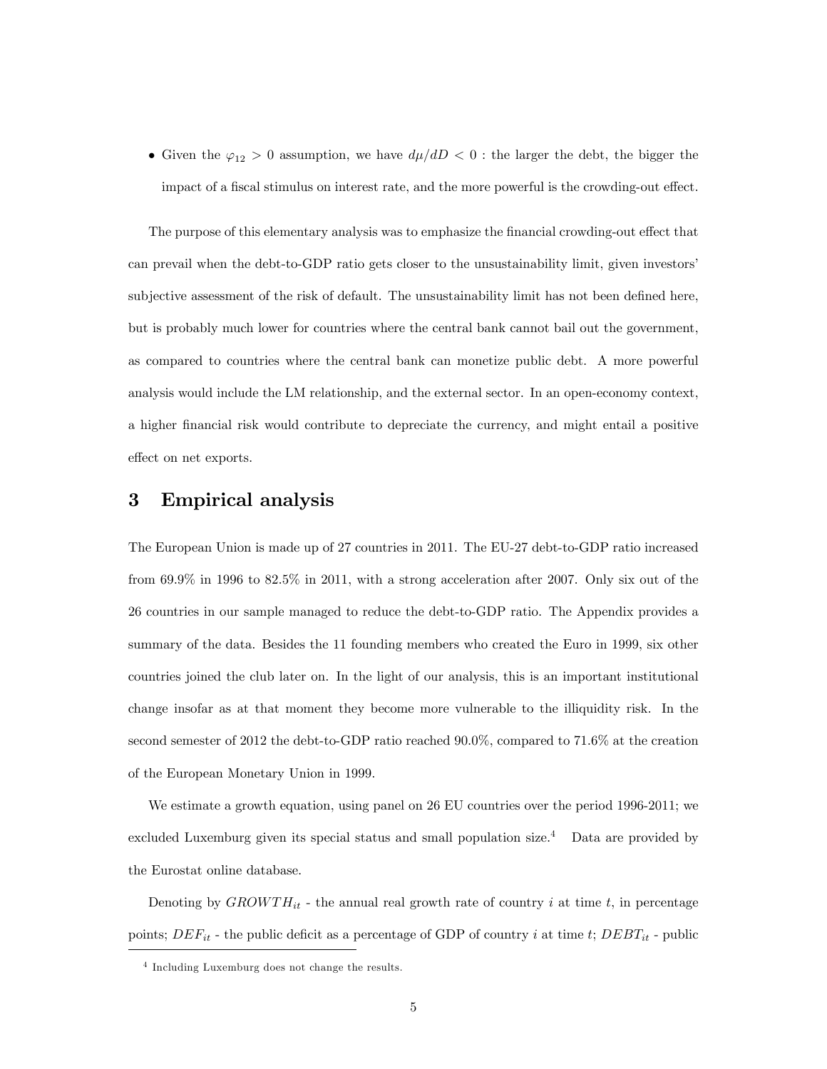- Given the $\varphi_{12} > 0$ assumption, we have $d\mu/dD < 0$ : the larger the debt, the bigger the impact of a fiscal stimulus on interest rate, and the more powerful is the crowding-out effect.

The purpose of this elementary analysis was to emphasize the financial crowding-out effect that can prevail when the debt-to-GDP ratio gets closer to the unsustainability limit, given investors' subjective assessment of the risk of default. The unsustainability limit has not been defined here, but is probably much lower for countries where the central bank cannot bail out the government, as compared to countries where the central bank can monetize public debt. A more powerful analysis would include the LM relationship, and the external sector. In an open-economy context, a higher financial risk would contribute to depreciate the currency, and might entail a positive effect on net exports.

# 3 Empirical analysis

The European Union is made up of 27 countries in 2011. The EU-27 debt-to-GDP ratio increased from 69.9% in 1996 to 82.5% in 2011, with a strong acceleration after 2007. Only six out of the 26 countries in our sample managed to reduce the debt-to-GDP ratio. The Appendix provides a summary of the data. Besides the 11 founding members who created the Euro in 1999, six other countries joined the club later on. In the light of our analysis, this is an important institutional change insofar as at that moment they become more vulnerable to the illiquidity risk. In the second semester of 2012 the debt-to-GDP ratio reached 90.0%, compared to 71.6% at the creation of the European Monetary Union in 1999.

We estimate a growth equation, using panel on 26 EU countries over the period 1996-2011; we excluded Luxemburg given its special status and small population size.[4] Data are provided by the Eurostat online database.

Denoting by $GROWTH_{it}$ - the annual real growth rate of country $i$ at time $t$, in percentage points; $DEF_{it}$ - the public deficit as a percentage of GDP of country $i$ at time $t$; $DEBT_{it}$ - public

[4] Including Luxemburg does not change the results.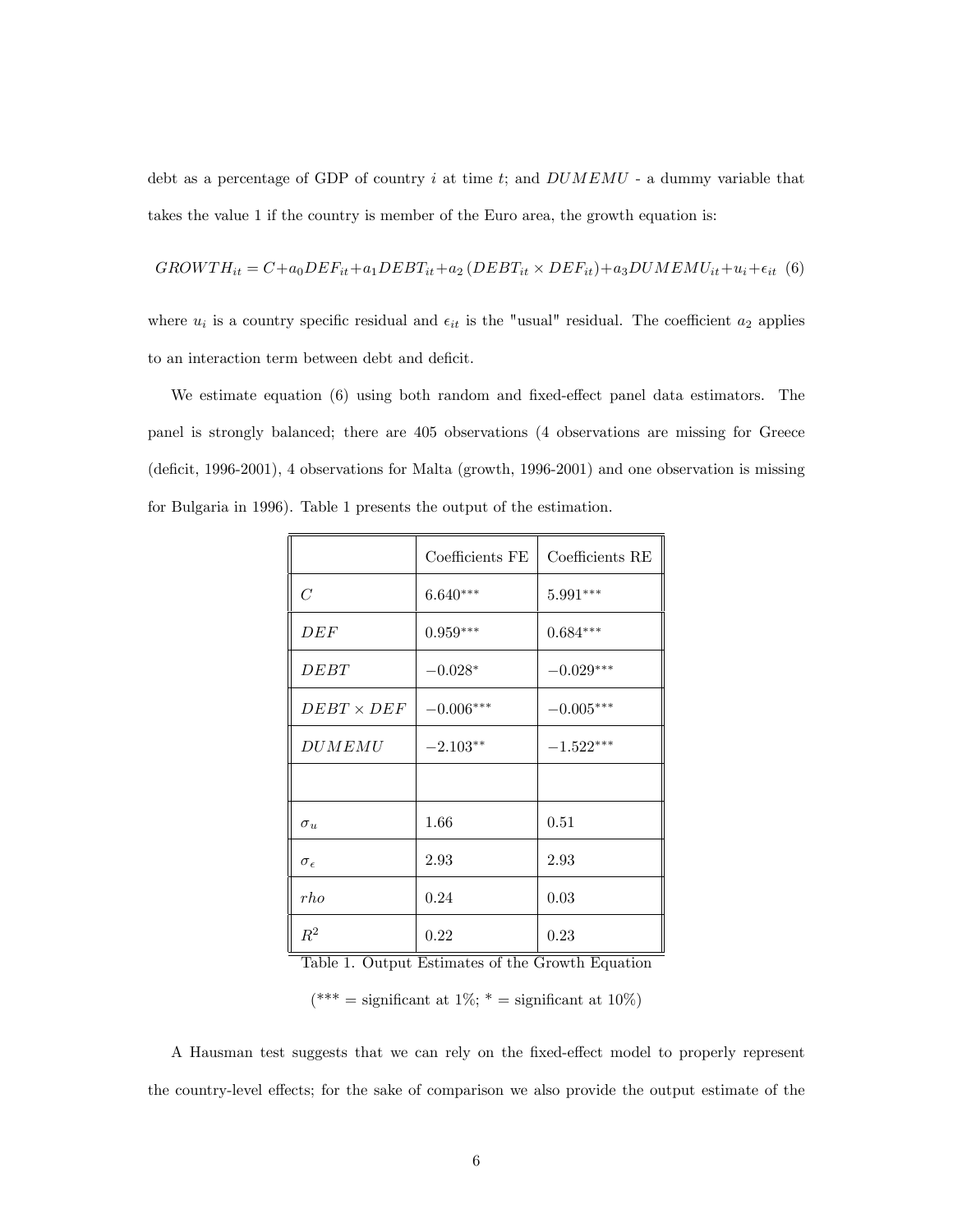debt as a percentage of GDP of country $i$ at time $t$; and $DUMEMU$ - a dummy variable that takes the value 1 if the country is member of the Euro area, the growth equation is:

$$GROWTH_{it} = C + a_0 DEF_{it} + a_1 DEBT_{it} + a_2 (DEBT_{it} \times DEF_{it}) + a_3 DUMEMU_{it} + u_i + \epsilon_{it} \quad (6)$$

where $u_i$ is a country specific residual and $\epsilon_{it}$ is the "usual" residual. The coefficient $a_2$ applies to an interaction term between debt and deficit.

We estimate equation (6) using both random and fixed-effect panel data estimators. The panel is strongly balanced; there are 405 observations (4 observations are missing for Greece (deficit, 1996-2001), 4 observations for Malta (growth, 1996-2001) and one observation is missing for Bulgaria in 1996). Table 1 presents the output of the estimation.

| | Coefficients FE | Coefficients RE |
|---|---|---|
| $C$ | $6.640^{***}$ | $5.991^{***}$ |
| $DEF$ | $0.959^{***}$ | $0.684^{***}$ |
| $DEBT$ | $-0.028^{*}$ | $-0.029^{***}$ |
| $DEBT \times DEF$ | $-0.006^{***}$ | $-0.005^{***}$ |
| $DUMEMU$ | $-2.103^{**}$ | $-1.522^{***}$ |
| | | |
| $\sigma_u$ | 1.66 | 0.51 |
| $\sigma_\epsilon$ | 2.93 | 2.93 |
| $rho$ | 0.24 | 0.03 |
| $R^2$ | 0.22 | 0.23 |

Table 1. Output Estimates of the Growth Equation

(*** = significant at 1%; * = significant at 10%)

A Hausman test suggests that we can rely on the fixed-effect model to properly represent the country-level effects; for the sake of comparison we also provide the output estimate of the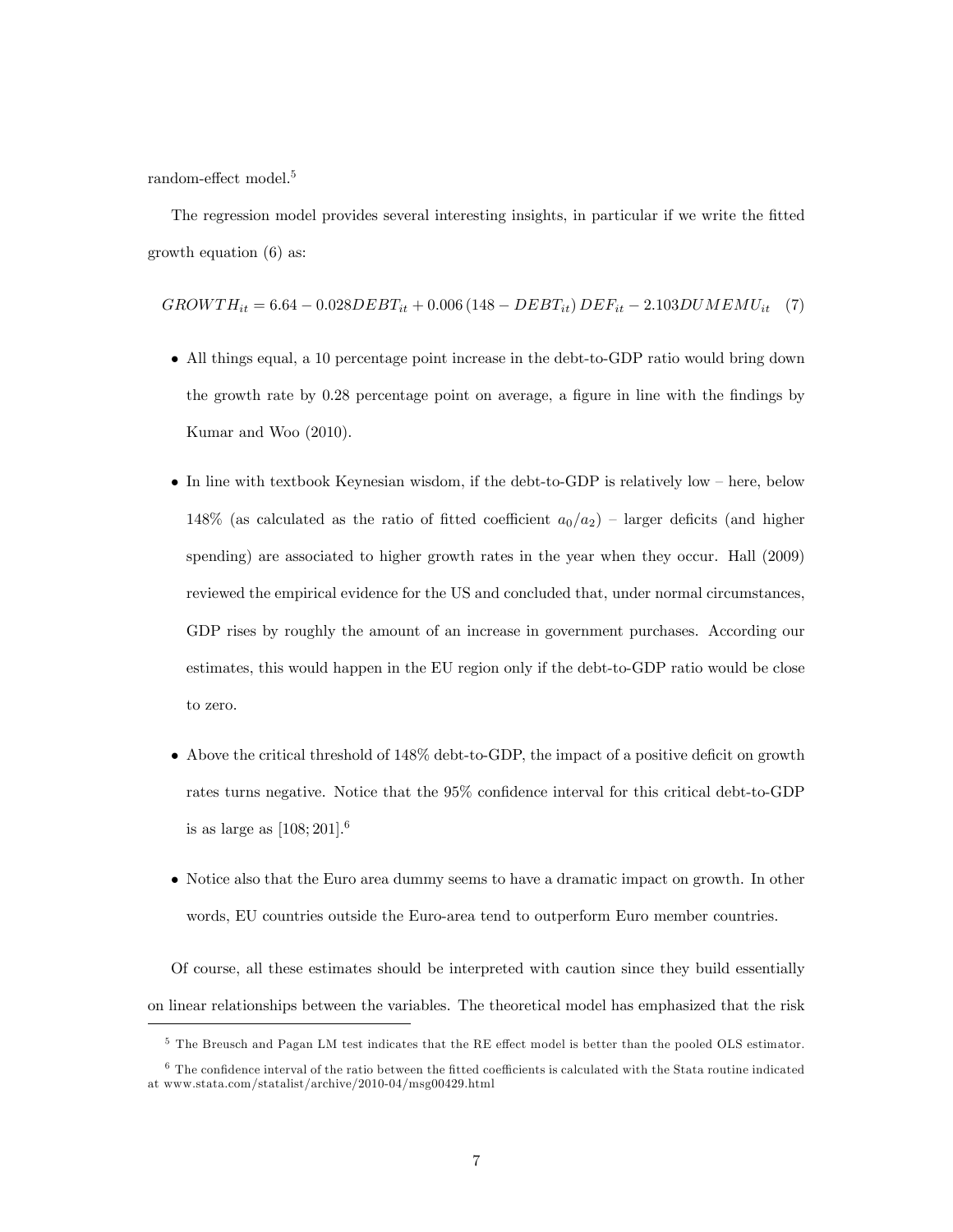random-effect model.[5]

The regression model provides several interesting insights, in particular if we write the fitted growth equation (6) as:

$$GROWTH_{it} = 6.64 - 0.028DEBT_{it} + 0.006\,(148 - DEBT_{it})\,DEF_{it} - 2.103DUMEMU_{it} \quad (7)$$

- All things equal, a 10 percentage point increase in the debt-to-GDP ratio would bring down the growth rate by 0.28 percentage point on average, a figure in line with the findings by Kumar and Woo (2010).
- In line with textbook Keynesian wisdom, if the debt-to-GDP is relatively low – here, below 148% (as calculated as the ratio of fitted coefficient $a_0/a_2$) – larger deficits (and higher spending) are associated to higher growth rates in the year when they occur. Hall (2009) reviewed the empirical evidence for the US and concluded that, under normal circumstances, GDP rises by roughly the amount of an increase in government purchases. According our estimates, this would happen in the EU region only if the debt-to-GDP ratio would be close to zero.
- Above the critical threshold of 148% debt-to-GDP, the impact of a positive deficit on growth rates turns negative. Notice that the 95% confidence interval for this critical debt-to-GDP is as large as $[108; 201]$.[6]
- Notice also that the Euro area dummy seems to have a dramatic impact on growth. In other words, EU countries outside the Euro-area tend to outperform Euro member countries.

Of course, all these estimates should be interpreted with caution since they build essentially on linear relationships between the variables. The theoretical model has emphasized that the risk

[5] The Breusch and Pagan LM test indicates that the RE effect model is better than the pooled OLS estimator.

[6] The confidence interval of the ratio between the fitted coefficients is calculated with the Stata routine indicated at www.stata.com/statalist/archive/2010-04/msg00429.html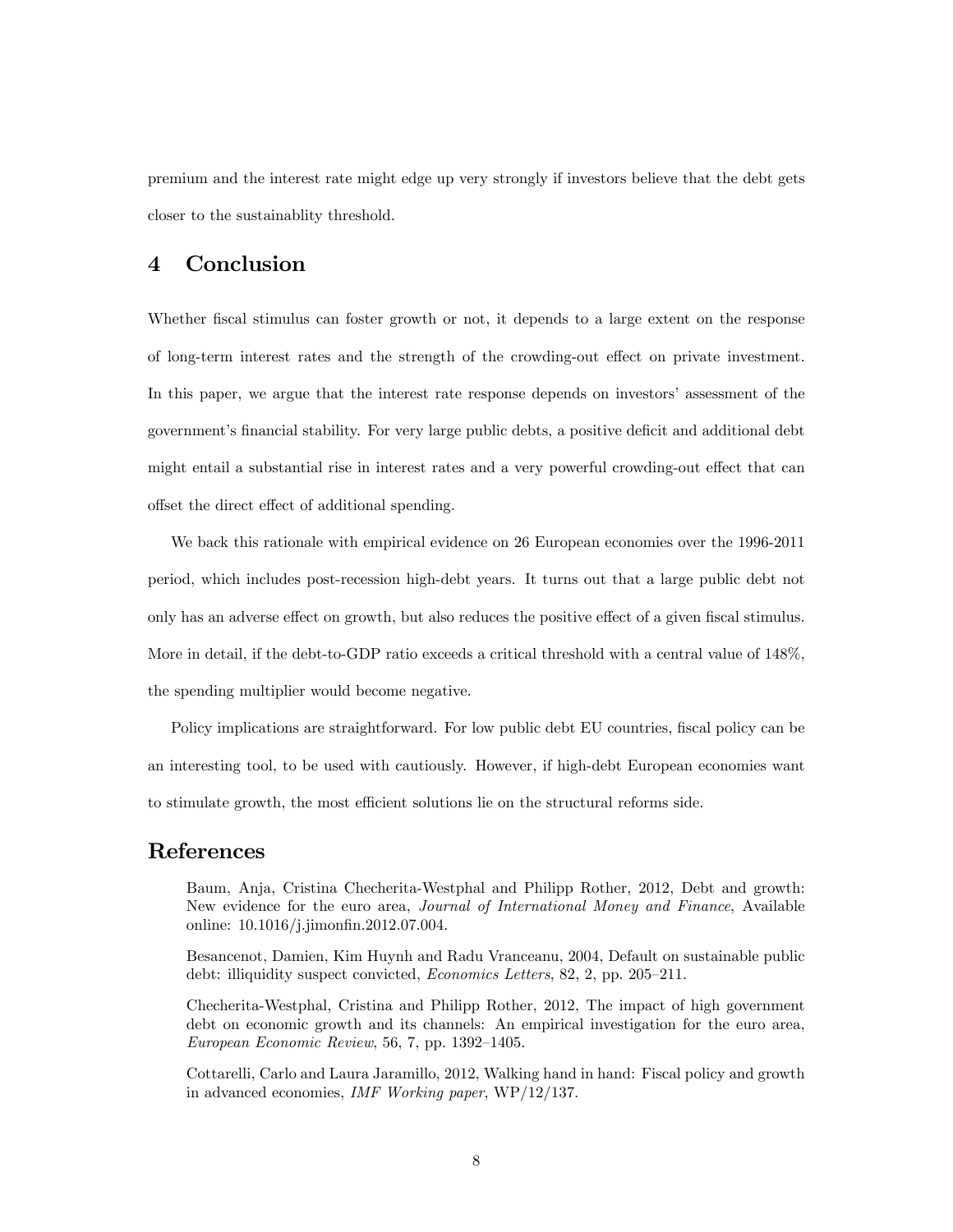premium and the interest rate might edge up very strongly if investors believe that the debt gets closer to the sustainablity threshold.

## 4 Conclusion

Whether fiscal stimulus can foster growth or not, it depends to a large extent on the response of long-term interest rates and the strength of the crowding-out effect on private investment. In this paper, we argue that the interest rate response depends on investors' assessment of the government's financial stability. For very large public debts, a positive deficit and additional debt might entail a substantial rise in interest rates and a very powerful crowding-out effect that can offset the direct effect of additional spending.

We back this rationale with empirical evidence on 26 European economies over the 1996-2011 period, which includes post-recession high-debt years. It turns out that a large public debt not only has an adverse effect on growth, but also reduces the positive effect of a given fiscal stimulus. More in detail, if the debt-to-GDP ratio exceeds a critical threshold with a central value of 148%, the spending multiplier would become negative.

Policy implications are straightforward. For low public debt EU countries, fiscal policy can be an interesting tool, to be used with cautiously. However, if high-debt European economies want to stimulate growth, the most efficient solutions lie on the structural reforms side.

## References

Baum, Anja, Cristina Checherita-Westphal and Philipp Rother, 2012, Debt and growth: New evidence for the euro area, *Journal of International Money and Finance*, Available online: 10.1016/j.jimonfin.2012.07.004.

Besancenot, Damien, Kim Huynh and Radu Vranceanu, 2004, Default on sustainable public debt: illiquidity suspect convicted, *Economics Letters*, 82, 2, pp. 205–211.

Checherita-Westphal, Cristina and Philipp Rother, 2012, The impact of high government debt on economic growth and its channels: An empirical investigation for the euro area, *European Economic Review*, 56, 7, pp. 1392–1405.

Cottarelli, Carlo and Laura Jaramillo, 2012, Walking hand in hand: Fiscal policy and growth in advanced economies, *IMF Working paper*, WP/12/137.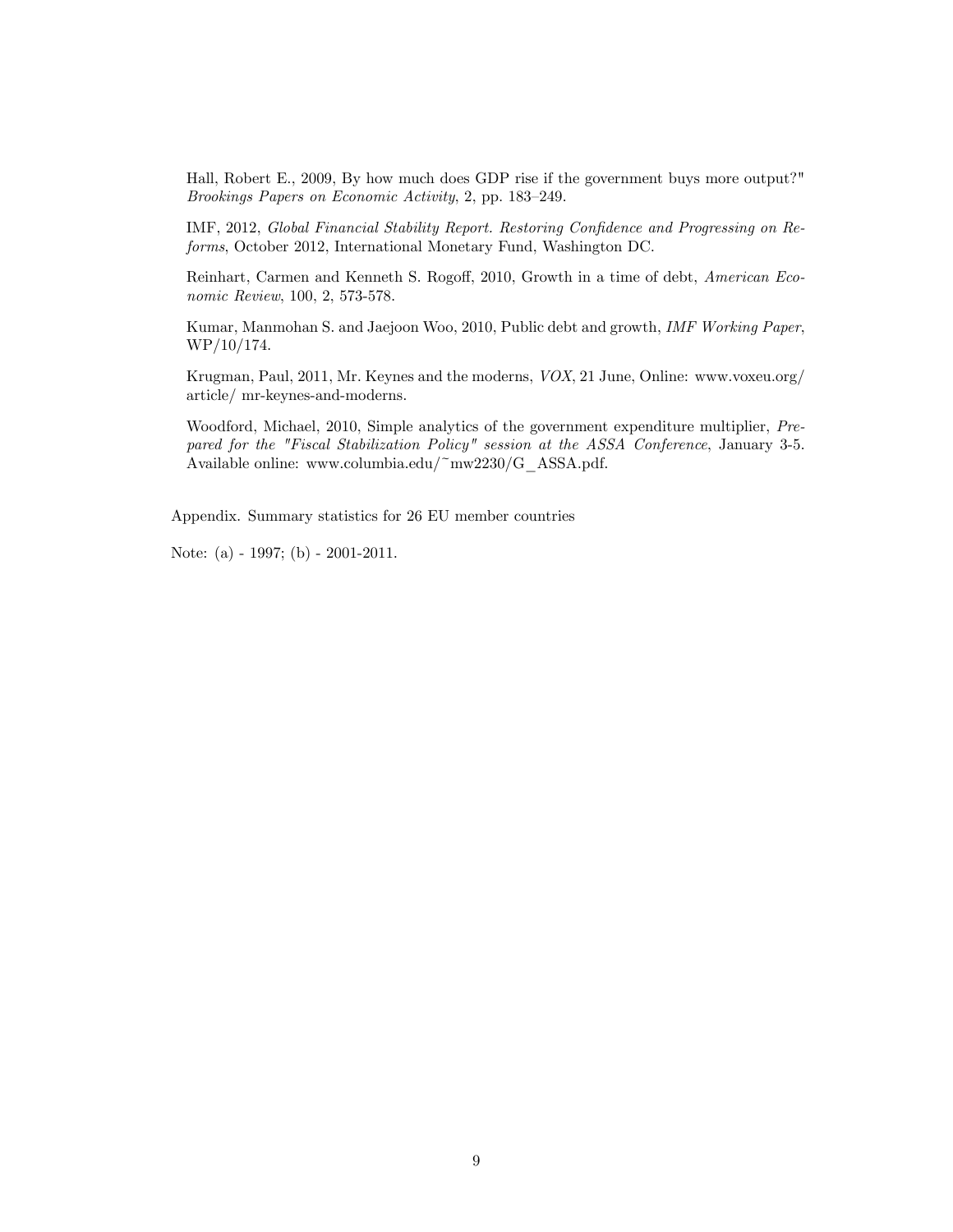Hall, Robert E., 2009, By how much does GDP rise if the government buys more output?" *Brookings Papers on Economic Activity*, 2, pp. 183–249.

IMF, 2012, *Global Financial Stability Report. Restoring Confidence and Progressing on Reforms*, October 2012, International Monetary Fund, Washington DC.

Reinhart, Carmen and Kenneth S. Rogoff, 2010, Growth in a time of debt, *American Economic Review*, 100, 2, 573-578.

Kumar, Manmohan S. and Jaejoon Woo, 2010, Public debt and growth, *IMF Working Paper*, WP/10/174.

Krugman, Paul, 2011, Mr. Keynes and the moderns, *VOX*, 21 June, Online: www.voxeu.org/ article/ mr-keynes-and-moderns.

Woodford, Michael, 2010, Simple analytics of the government expenditure multiplier, *Prepared for the "Fiscal Stabilization Policy" session at the ASSA Conference*, January 3-5. Available online: www.columbia.edu/~mw2230/G_ASSA.pdf.

Appendix. Summary statistics for 26 EU member countries

Note: (a) - 1997; (b) - 2001-2011.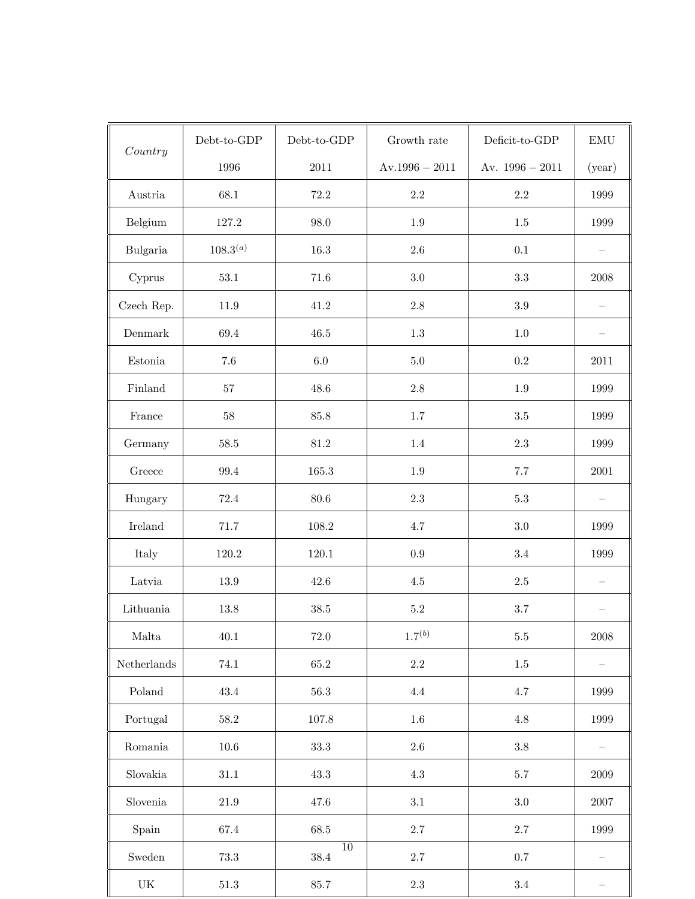| *Country* | Debt-to-GDP 1996 | Debt-to-GDP 2011 | Growth rate Av.1996 − 2011 | Deficit-to-GDP Av. 1996 − 2011 | EMU (year) |
|---|---|---|---|---|---|
| Austria | 68.1 | 72.2 | 2.2 | 2.2 | 1999 |
| Belgium | 127.2 | 98.0 | 1.9 | 1.5 | 1999 |
| Bulgaria | 108.3[(a)] | 16.3 | 2.6 | 0.1 | – |
| Cyprus | 53.1 | 71.6 | 3.0 | 3.3 | 2008 |
| Czech Rep. | 11.9 | 41.2 | 2.8 | 3.9 | – |
| Denmark | 69.4 | 46.5 | 1.3 | 1.0 | – |
| Estonia | 7.6 | 6.0 | 5.0 | 0.2 | 2011 |
| Finland | 57 | 48.6 | 2.8 | 1.9 | 1999 |
| France | 58 | 85.8 | 1.7 | 3.5 | 1999 |
| Germany | 58.5 | 81.2 | 1.4 | 2.3 | 1999 |
| Greece | 99.4 | 165.3 | 1.9 | 7.7 | 2001 |
| Hungary | 72.4 | 80.6 | 2.3 | 5.3 | – |
| Ireland | 71.7 | 108.2 | 4.7 | 3.0 | 1999 |
| Italy | 120.2 | 120.1 | 0.9 | 3.4 | 1999 |
| Latvia | 13.9 | 42.6 | 4.5 | 2.5 | – |
| Lithuania | 13.8 | 38.5 | 5.2 | 3.7 | – |
| Malta | 40.1 | 72.0 | 1.7[(b)] | 5.5 | 2008 |
| Netherlands | 74.1 | 65.2 | 2.2 | 1.5 | – |
| Poland | 43.4 | 56.3 | 4.4 | 4.7 | 1999 |
| Portugal | 58.2 | 107.8 | 1.6 | 4.8 | 1999 |
| Romania | 10.6 | 33.3 | 2.6 | 3.8 | – |
| Slovakia | 31.1 | 43.3 | 4.3 | 5.7 | 2009 |
| Slovenia | 21.9 | 47.6 | 3.1 | 3.0 | 2007 |
| Spain | 67.4 | 68.5 | 2.7 | 2.7 | 1999 |
| Sweden | 73.3 | 38.4 | 2.7 | 0.7 | – |
| UK | 51.3 | 85.7 | 2.3 | 3.4 | – |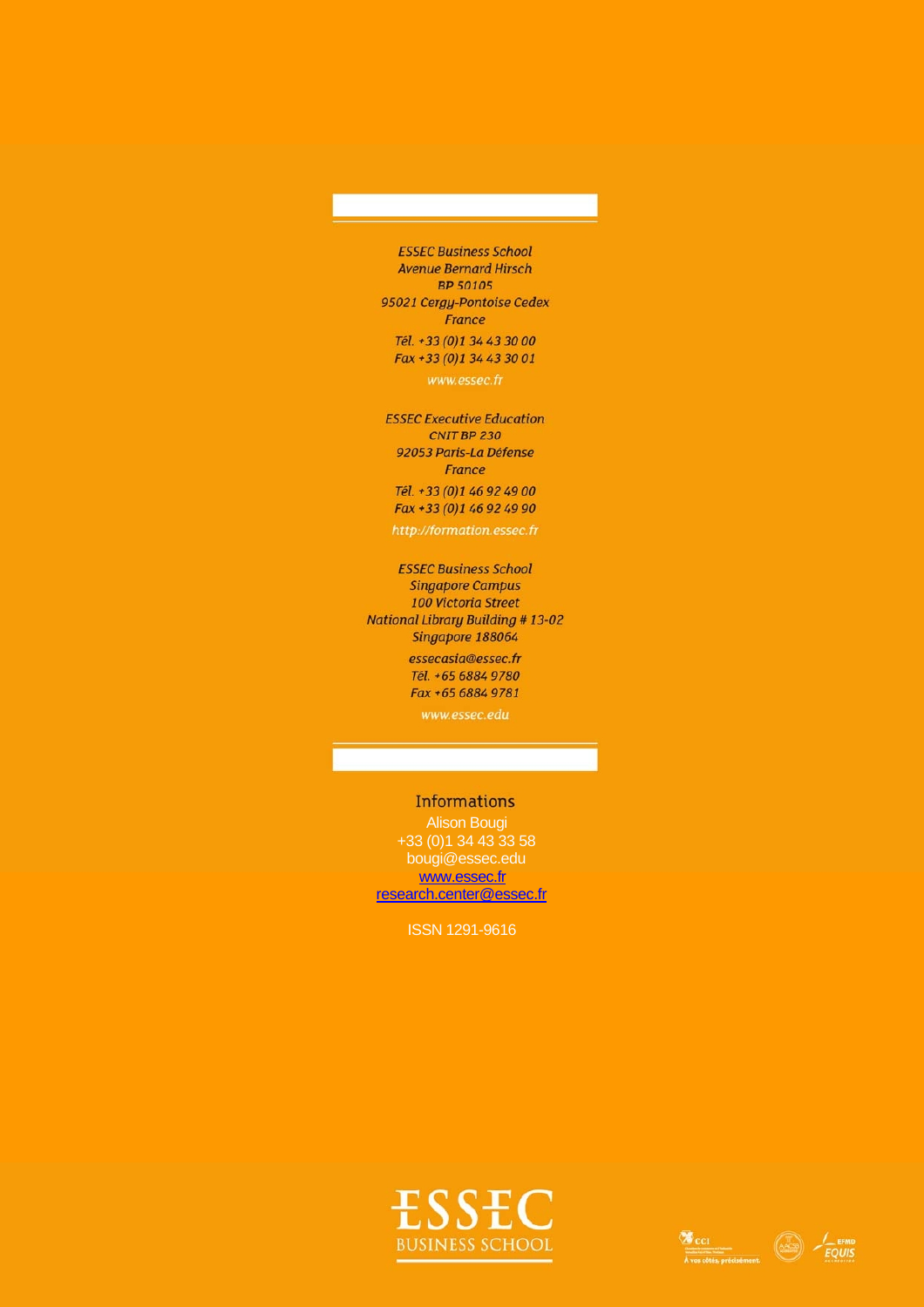*ESSEC Business School*
*Avenue Bernard Hirsch*
*BP 50105*
*95021 Cergy-Pontoise Cedex*
*France*

*Tél. +33 (0)1 34 43 30 00*
*Fax +33 (0)1 34 43 30 01*

*www.essec.fr*

*ESSEC Executive Education*
*CNIT BP 230*
*92053 Paris-La Défense*
*France*

*Tél. +33 (0)1 46 92 49 00*
*Fax +33 (0)1 46 92 49 90*

*http://formation.essec.fr*

*ESSEC Business School*
*Singapore Campus*
*100 Victoria Street*
*National Library Building # 13-02*
*Singapore 188064*

*essecasia@essec.fr*
*Tél. +65 6884 9780*
*Fax +65 6884 9781*

*www.essec.edu*

Informations

Alison Bougi
+33 (0)1 34 43 33 58
bougi@essec.edu
www.essec.fr
research.center@essec.fr

ISSN 1291-9616

ESSEC BUSINESS SCHOOL

CCI À vos côtés, précisément.

EFMD EQUIS